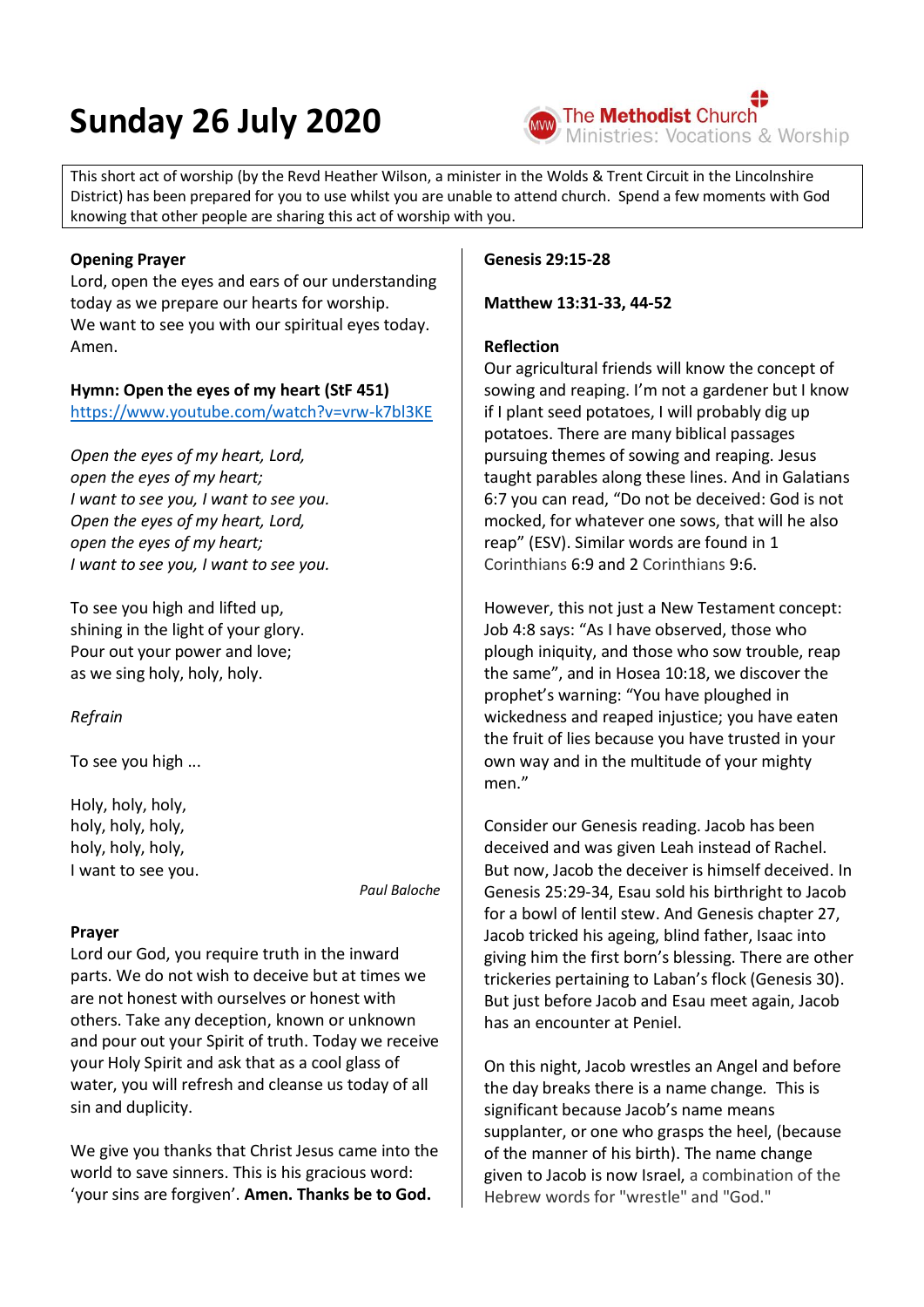# Sunday 26 July 2020

The Methodist Church
Ministries: Vocations & Worship

This short act of worship (by the Revd Heather Wilson, a minister in the Wolds & Trent Circuit in the Lincolnshire District) has been prepared for you to use whilst you are unable to attend church. Spend a few moments with God knowing that other people are sharing this act of worship with you.

**Opening Prayer**
Lord, open the eyes and ears of our understanding today as we prepare our hearts for worship.
We want to see you with our spiritual eyes today.
Amen.

**Hymn: Open the eyes of my heart (StF 451)**
https://www.youtube.com/watch?v=vrw-k7bl3KE

*Open the eyes of my heart, Lord,*
*open the eyes of my heart;*
*I want to see you, I want to see you.*
*Open the eyes of my heart, Lord,*
*open the eyes of my heart;*
*I want to see you, I want to see you.*

To see you high and lifted up,
shining in the light of your glory.
Pour out your power and love;
as we sing holy, holy, holy.

*Refrain*

To see you high ...

Holy, holy, holy,
holy, holy, holy,
holy, holy, holy,
I want to see you.

*Paul Baloche*

**Prayer**
Lord our God, you require truth in the inward parts. We do not wish to deceive but at times we are not honest with ourselves or honest with others. Take any deception, known or unknown and pour out your Spirit of truth. Today we receive your Holy Spirit and ask that as a cool glass of water, you will refresh and cleanse us today of all sin and duplicity.

We give you thanks that Christ Jesus came into the world to save sinners. This is his gracious word: 'your sins are forgiven'. **Amen. Thanks be to God.**

**Genesis 29:15-28**

**Matthew 13:31-33, 44-52**

**Reflection**
Our agricultural friends will know the concept of sowing and reaping. I'm not a gardener but I know if I plant seed potatoes, I will probably dig up potatoes. There are many biblical passages pursuing themes of sowing and reaping. Jesus taught parables along these lines. And in Galatians 6:7 you can read, "Do not be deceived: God is not mocked, for whatever one sows, that will he also reap" (ESV). Similar words are found in 1 Corinthians 6:9 and 2 Corinthians 9:6.

However, this not just a New Testament concept: Job 4:8 says: "As I have observed, those who plough iniquity, and those who sow trouble, reap the same", and in Hosea 10:18, we discover the prophet's warning: "You have ploughed in wickedness and reaped injustice; you have eaten the fruit of lies because you have trusted in your own way and in the multitude of your mighty men."

Consider our Genesis reading. Jacob has been deceived and was given Leah instead of Rachel. But now, Jacob the deceiver is himself deceived. In Genesis 25:29-34, Esau sold his birthright to Jacob for a bowl of lentil stew. And Genesis chapter 27, Jacob tricked his ageing, blind father, Isaac into giving him the first born's blessing. There are other trickeries pertaining to Laban's flock (Genesis 30). But just before Jacob and Esau meet again, Jacob has an encounter at Peniel.

On this night, Jacob wrestles an Angel and before the day breaks there is a name change. This is significant because Jacob's name means supplanter, or one who grasps the heel, (because of the manner of his birth). The name change given to Jacob is now Israel, a combination of the Hebrew words for "wrestle" and "God."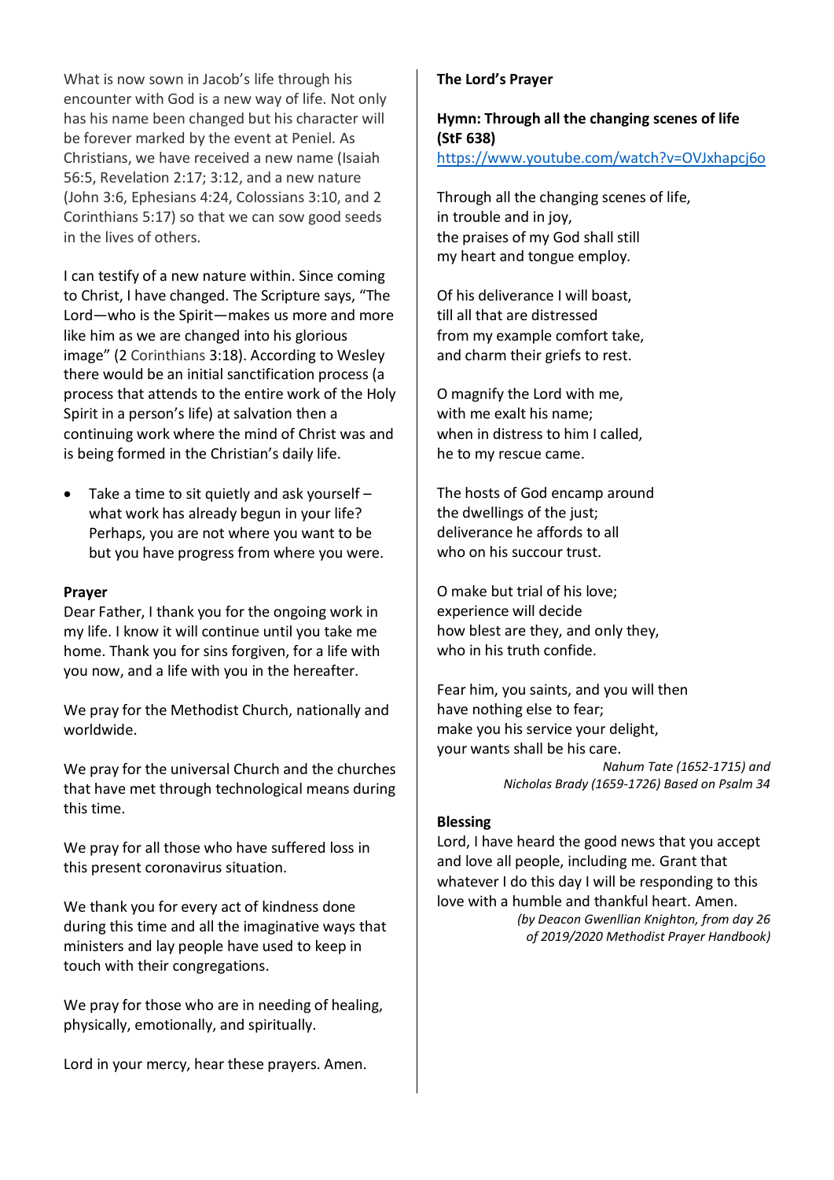What is now sown in Jacob's life through his encounter with God is a new way of life. Not only has his name been changed but his character will be forever marked by the event at Peniel. As Christians, we have received a new name (Isaiah 56:5, Revelation 2:17; 3:12, and a new nature (John 3:6, Ephesians 4:24, Colossians 3:10, and 2 Corinthians 5:17) so that we can sow good seeds in the lives of others.

I can testify of a new nature within. Since coming to Christ, I have changed. The Scripture says, "The Lord—who is the Spirit—makes us more and more like him as we are changed into his glorious image" (2 Corinthians 3:18). According to Wesley there would be an initial sanctification process (a process that attends to the entire work of the Holy Spirit in a person's life) at salvation then a continuing work where the mind of Christ was and is being formed in the Christian's daily life.

- Take a time to sit quietly and ask yourself – what work has already begun in your life? Perhaps, you are not where you want to be but you have progress from where you were.

**Prayer**

Dear Father, I thank you for the ongoing work in my life. I know it will continue until you take me home. Thank you for sins forgiven, for a life with you now, and a life with you in the hereafter.

We pray for the Methodist Church, nationally and worldwide.

We pray for the universal Church and the churches that have met through technological means during this time.

We pray for all those who have suffered loss in this present coronavirus situation.

We thank you for every act of kindness done during this time and all the imaginative ways that ministers and lay people have used to keep in touch with their congregations.

We pray for those who are in needing of healing, physically, emotionally, and spiritually.

Lord in your mercy, hear these prayers. Amen.

**The Lord's Prayer**

**Hymn: Through all the changing scenes of life (StF 638)**
https://www.youtube.com/watch?v=OVJxhapcj6o

Through all the changing scenes of life,
in trouble and in joy,
the praises of my God shall still
my heart and tongue employ.

Of his deliverance I will boast,
till all that are distressed
from my example comfort take,
and charm their griefs to rest.

O magnify the Lord with me,
with me exalt his name;
when in distress to him I called,
he to my rescue came.

The hosts of God encamp around
the dwellings of the just;
deliverance he affords to all
who on his succour trust.

O make but trial of his love;
experience will decide
how blest are they, and only they,
who in his truth confide.

Fear him, you saints, and you will then
have nothing else to fear;
make you his service your delight,
your wants shall be his care.

*Nahum Tate (1652-1715) and Nicholas Brady (1659-1726) Based on Psalm 34*

**Blessing**

Lord, I have heard the good news that you accept and love all people, including me. Grant that whatever I do this day I will be responding to this love with a humble and thankful heart. Amen.

*(by Deacon Gwenllian Knighton, from day 26 of 2019/2020 Methodist Prayer Handbook)*